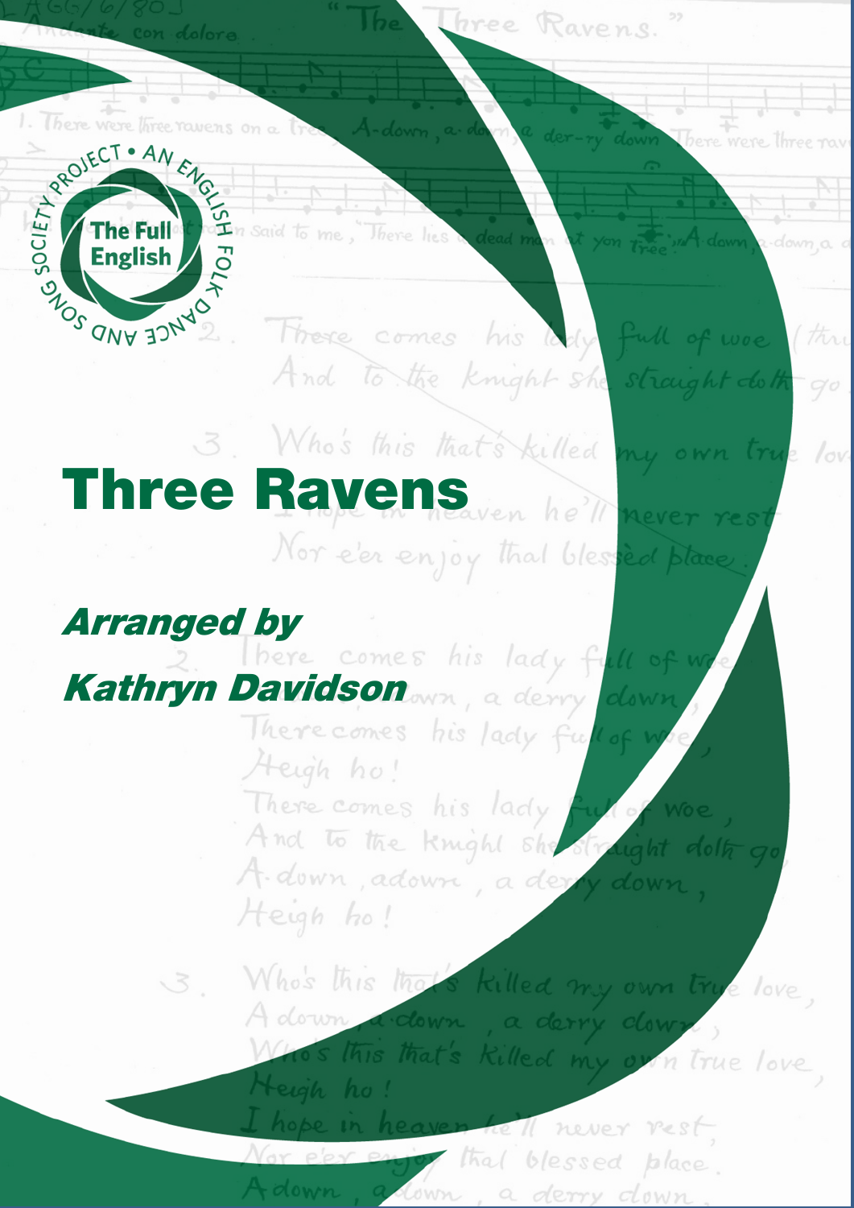# Three Ravens

***Arranged by***

***Kathryn Davidson***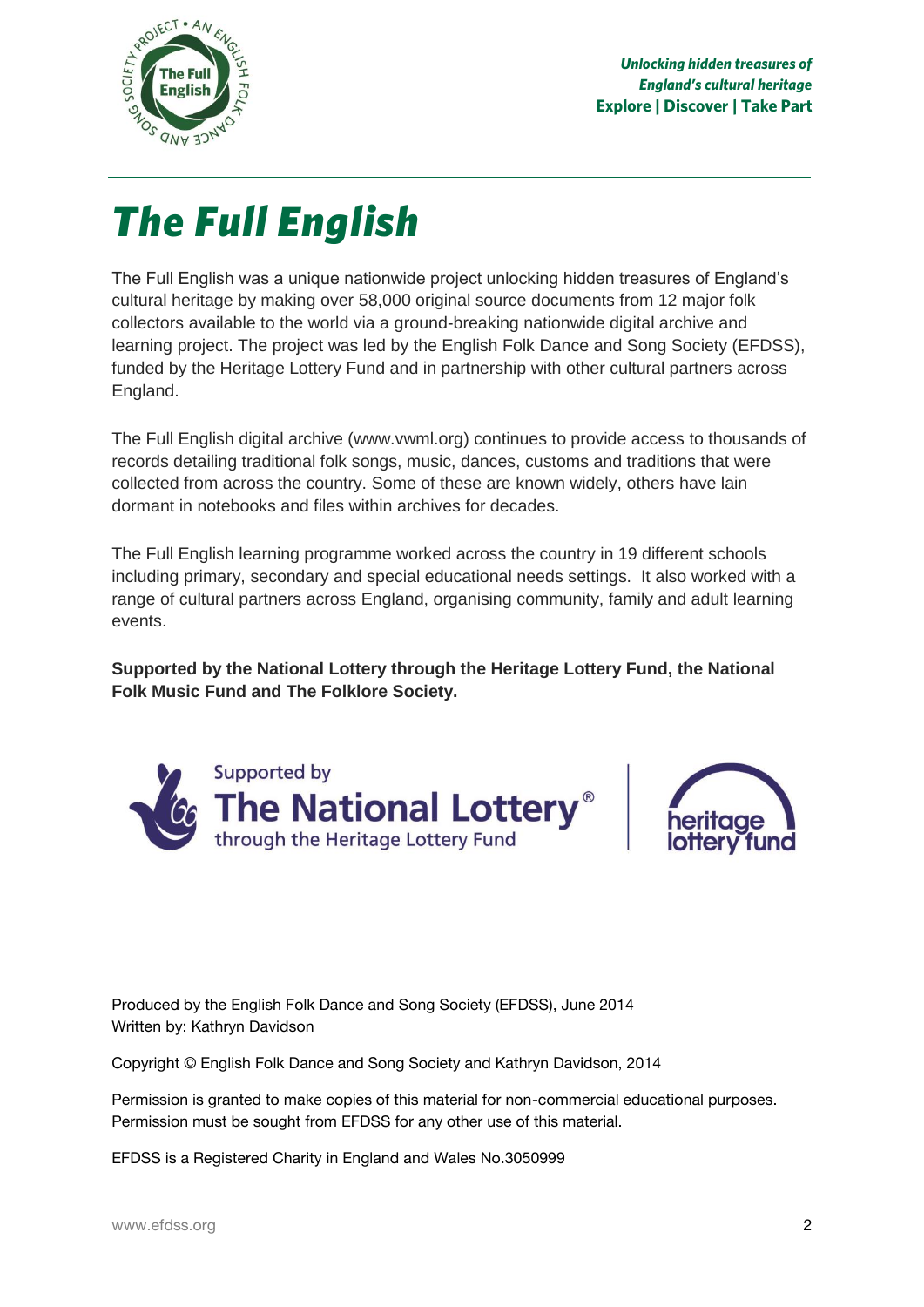*Unlocking hidden treasures of England's cultural heritage*
**Explore | Discover | Take Part**

# *The Full English*

The Full English was a unique nationwide project unlocking hidden treasures of England's cultural heritage by making over 58,000 original source documents from 12 major folk collectors available to the world via a ground-breaking nationwide digital archive and learning project. The project was led by the English Folk Dance and Song Society (EFDSS), funded by the Heritage Lottery Fund and in partnership with other cultural partners across England.

The Full English digital archive (www.vwml.org) continues to provide access to thousands of records detailing traditional folk songs, music, dances, customs and traditions that were collected from across the country. Some of these are known widely, others have lain dormant in notebooks and files within archives for decades.

The Full English learning programme worked across the country in 19 different schools including primary, secondary and special educational needs settings. It also worked with a range of cultural partners across England, organising community, family and adult learning events.

**Supported by the National Lottery through the Heritage Lottery Fund, the National Folk Music Fund and The Folklore Society.**

Supported by The National Lottery® through the Heritage Lottery Fund | heritage lottery fund

Produced by the English Folk Dance and Song Society (EFDSS), June 2014
Written by: Kathryn Davidson

Copyright © English Folk Dance and Song Society and Kathryn Davidson, 2014

Permission is granted to make copies of this material for non-commercial educational purposes. Permission must be sought from EFDSS for any other use of this material.

EFDSS is a Registered Charity in England and Wales No.3050999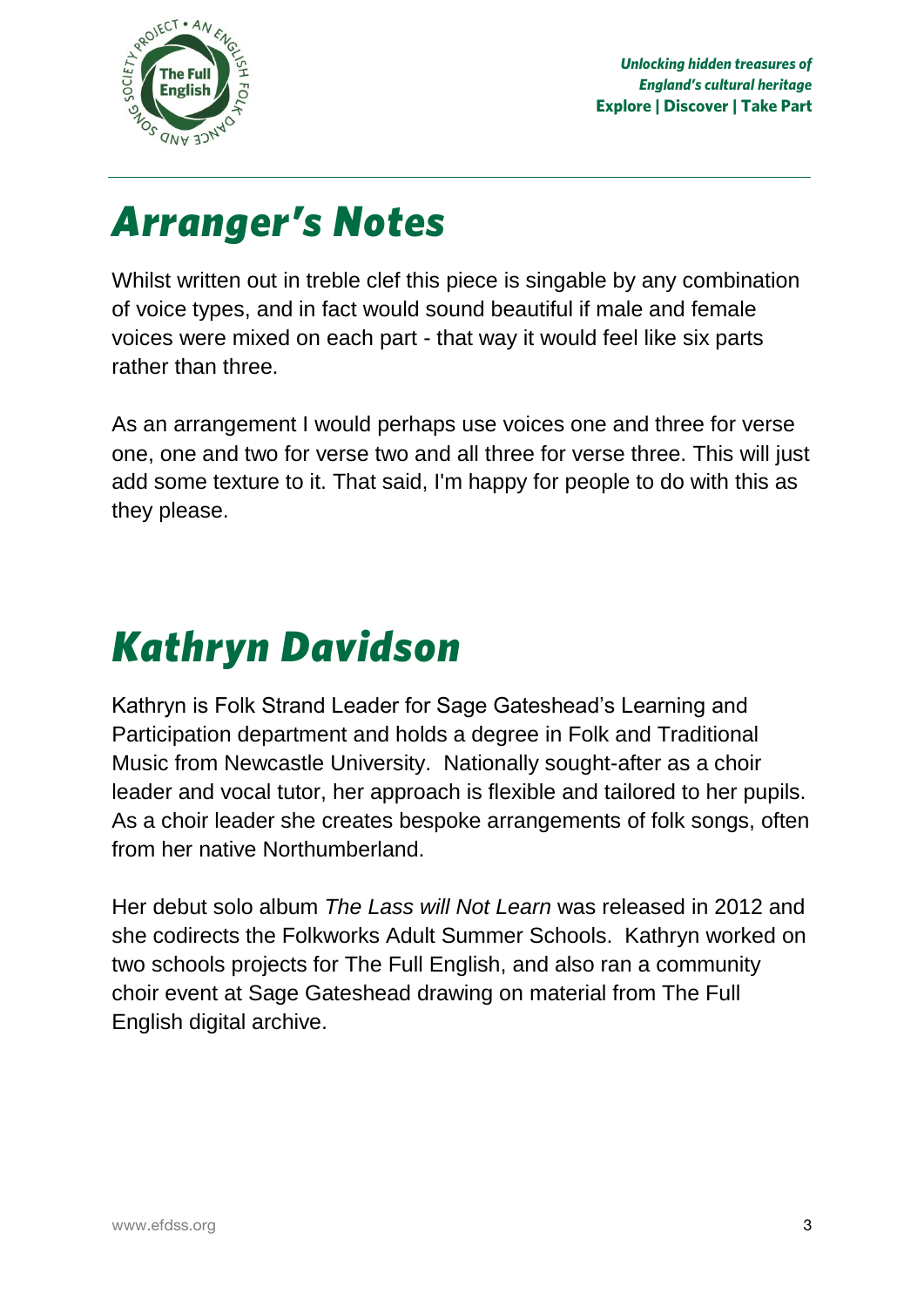# Arranger's Notes

Whilst written out in treble clef this piece is singable by any combination of voice types, and in fact would sound beautiful if male and female voices were mixed on each part - that way it would feel like six parts rather than three.

As an arrangement I would perhaps use voices one and three for verse one, one and two for verse two and all three for verse three. This will just add some texture to it. That said, I'm happy for people to do with this as they please.

# Kathryn Davidson

Kathryn is Folk Strand Leader for Sage Gateshead's Learning and Participation department and holds a degree in Folk and Traditional Music from Newcastle University. Nationally sought-after as a choir leader and vocal tutor, her approach is flexible and tailored to her pupils. As a choir leader she creates bespoke arrangements of folk songs, often from her native Northumberland.

Her debut solo album *The Lass will Not Learn* was released in 2012 and she codirects the Folkworks Adult Summer Schools. Kathryn worked on two schools projects for The Full English, and also ran a community choir event at Sage Gateshead drawing on material from The Full English digital archive.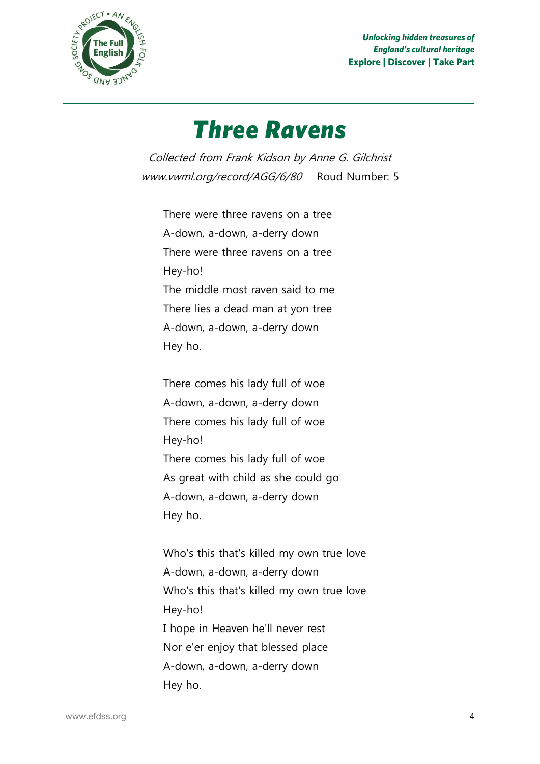# Three Ravens

*Collected from Frank Kidson by Anne G. Gilchrist*

*www.vwml.org/record/AGG/6/80* Roud Number: 5

There were three ravens on a tree
A-down, a-down, a-derry down
There were three ravens on a tree
Hey-ho!
The middle most raven said to me
There lies a dead man at yon tree
A-down, a-down, a-derry down
Hey ho.

There comes his lady full of woe
A-down, a-down, a-derry down
There comes his lady full of woe
Hey-ho!
There comes his lady full of woe
As great with child as she could go
A-down, a-down, a-derry down
Hey ho.

Who's this that's killed my own true love
A-down, a-down, a-derry down
Who's this that's killed my own true love
Hey-ho!
I hope in Heaven he'll never rest
Nor e'er enjoy that blessed place
A-down, a-down, a-derry down
Hey ho.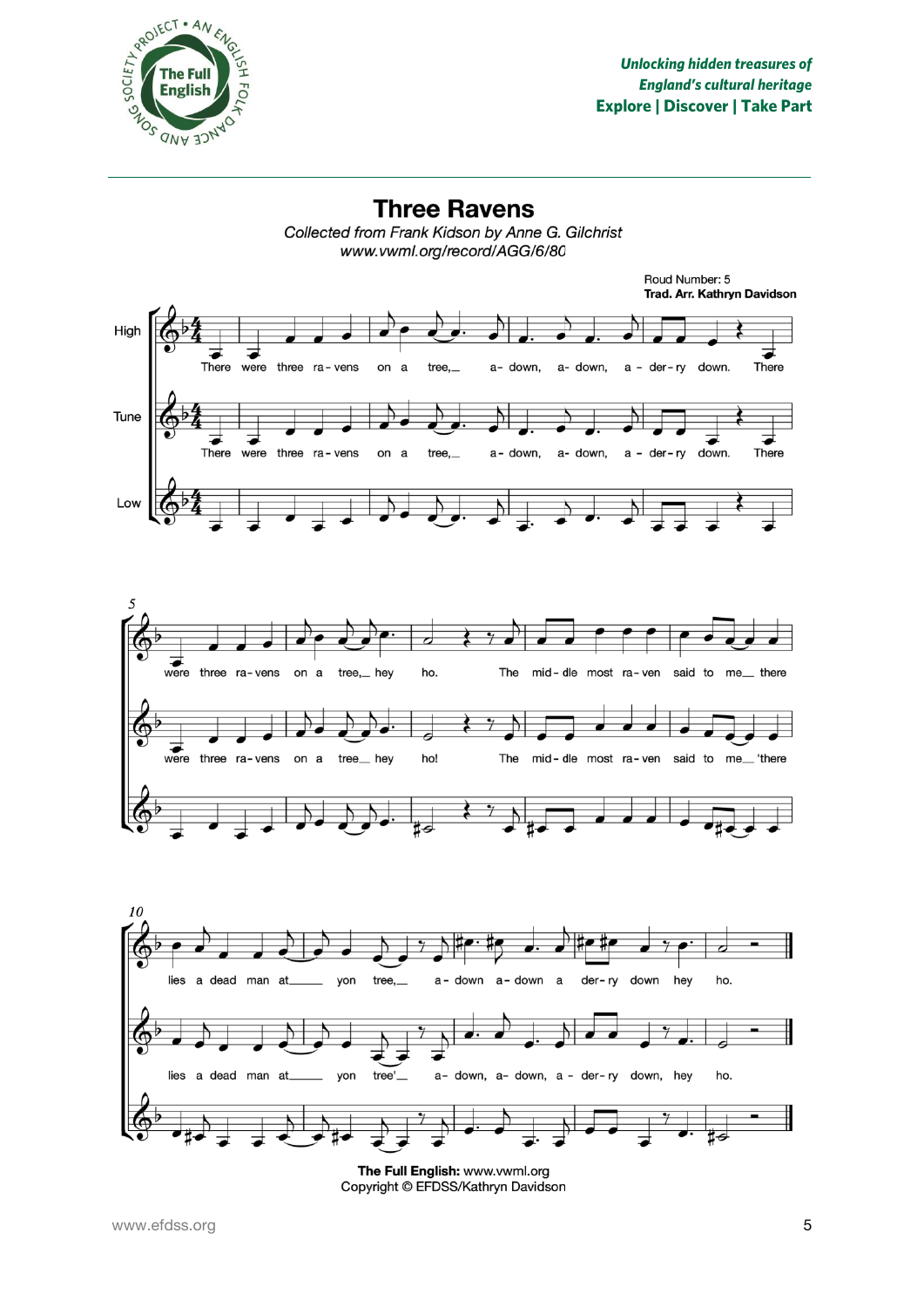# Three Ravens

*Collected from Frank Kidson by Anne G. Gilchrist*
*www.vwml.org/record/AGG/6/80*

Roud Number: 5
**Trad. Arr. Kathryn Davidson**

High / Tune / Low

There were three ra-vens on a tree, a-down, a-down, a-der-ry down. There were three ra-vens on a tree, hey ho. The mid-dle most ra-ven said to me there lies a dead man at yon tree, a-down a-down a der-ry down hey ho.

**The Full English:** www.vwml.org
Copyright © EFDSS/Kathryn Davidson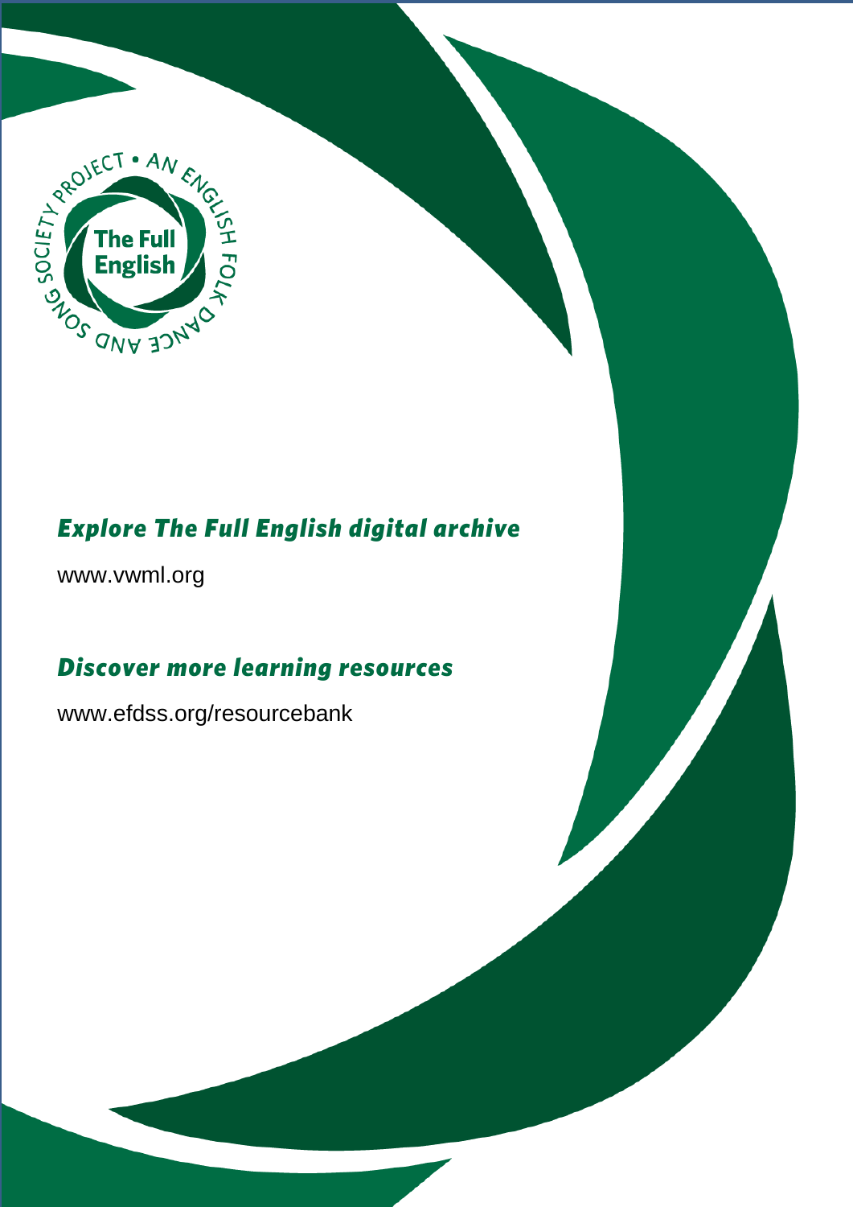The Full English

SOCIETY PROJECT • AN ENGLISH FOLK DANCE AND SONG

***Explore The Full English digital archive***

www.vwml.org

***Discover more learning resources***

www.efdss.org/resourcebank